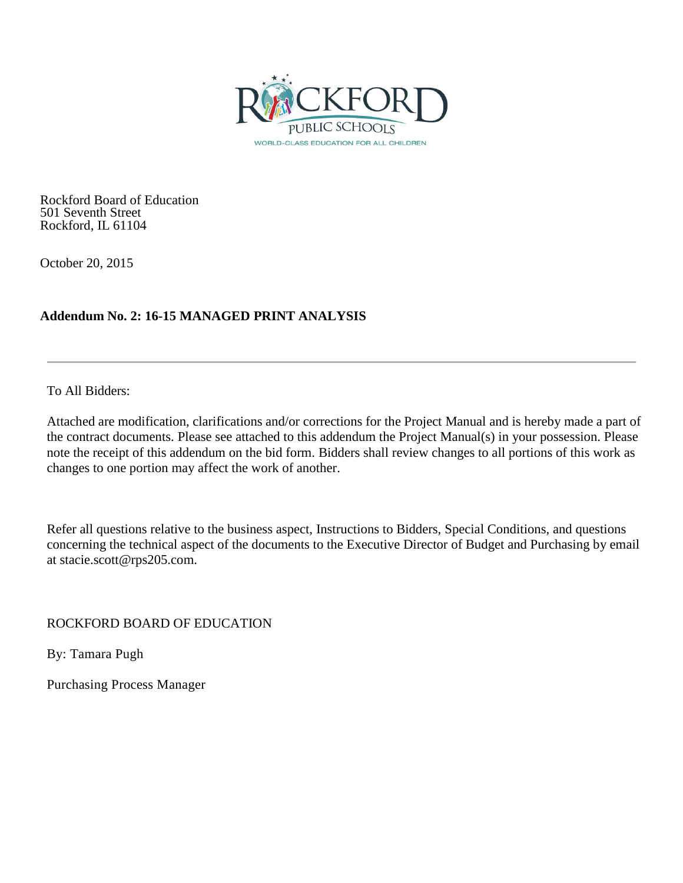Rockford Board of Education
501 Seventh Street
Rockford, IL 61104

October 20, 2015

**Addendum No. 2: 16-15 MANAGED PRINT ANALYSIS**

---

To All Bidders:

Attached are modification, clarifications and/or corrections for the Project Manual and is hereby made a part of the contract documents. Please see attached to this addendum the Project Manual(s) in your possession. Please note the receipt of this addendum on the bid form. Bidders shall review changes to all portions of this work as changes to one portion may affect the work of another.

Refer all questions relative to the business aspect, Instructions to Bidders, Special Conditions, and questions concerning the technical aspect of the documents to the Executive Director of Budget and Purchasing by email at stacie.scott@rps205.com.

ROCKFORD BOARD OF EDUCATION

By: Tamara Pugh

Purchasing Process Manager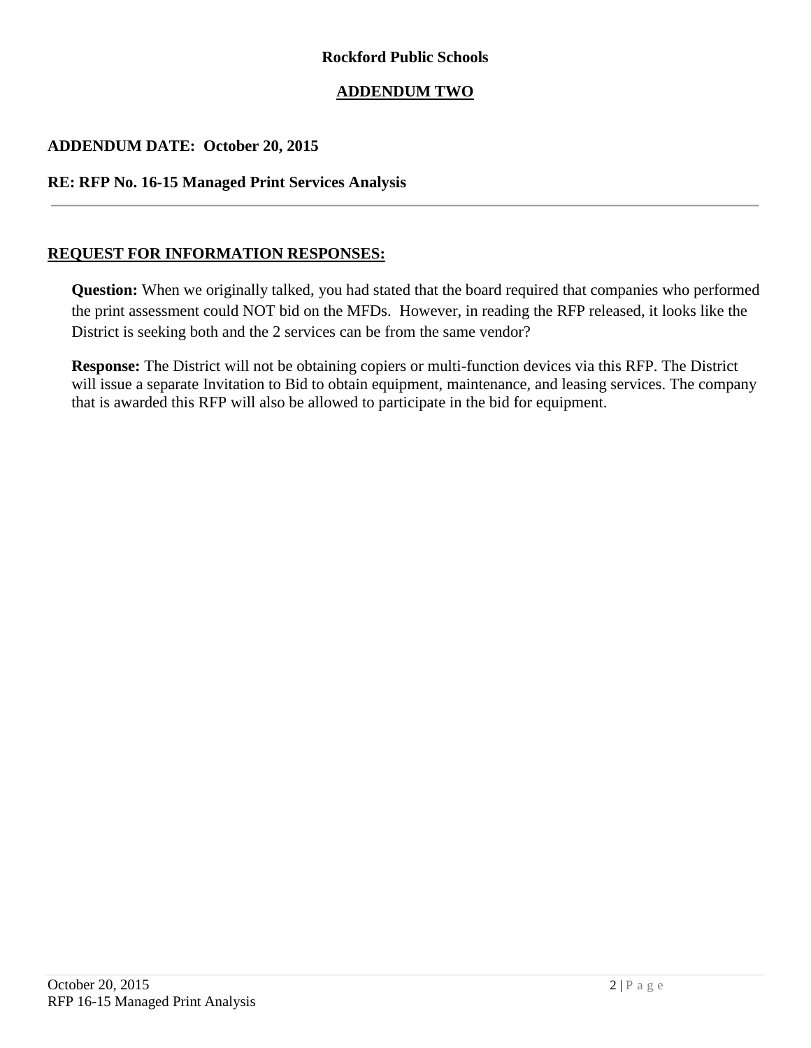**Rockford Public Schools**

**ADDENDUM TWO**

**ADDENDUM DATE: October 20, 2015**

**RE: RFP No. 16-15 Managed Print Services Analysis**

---

## REQUEST FOR INFORMATION RESPONSES:

**Question:** When we originally talked, you had stated that the board required that companies who performed the print assessment could NOT bid on the MFDs. However, in reading the RFP released, it looks like the District is seeking both and the 2 services can be from the same vendor?

**Response:** The District will not be obtaining copiers or multi-function devices via this RFP. The District will issue a separate Invitation to Bid to obtain equipment, maintenance, and leasing services. The company that is awarded this RFP will also be allowed to participate in the bid for equipment.